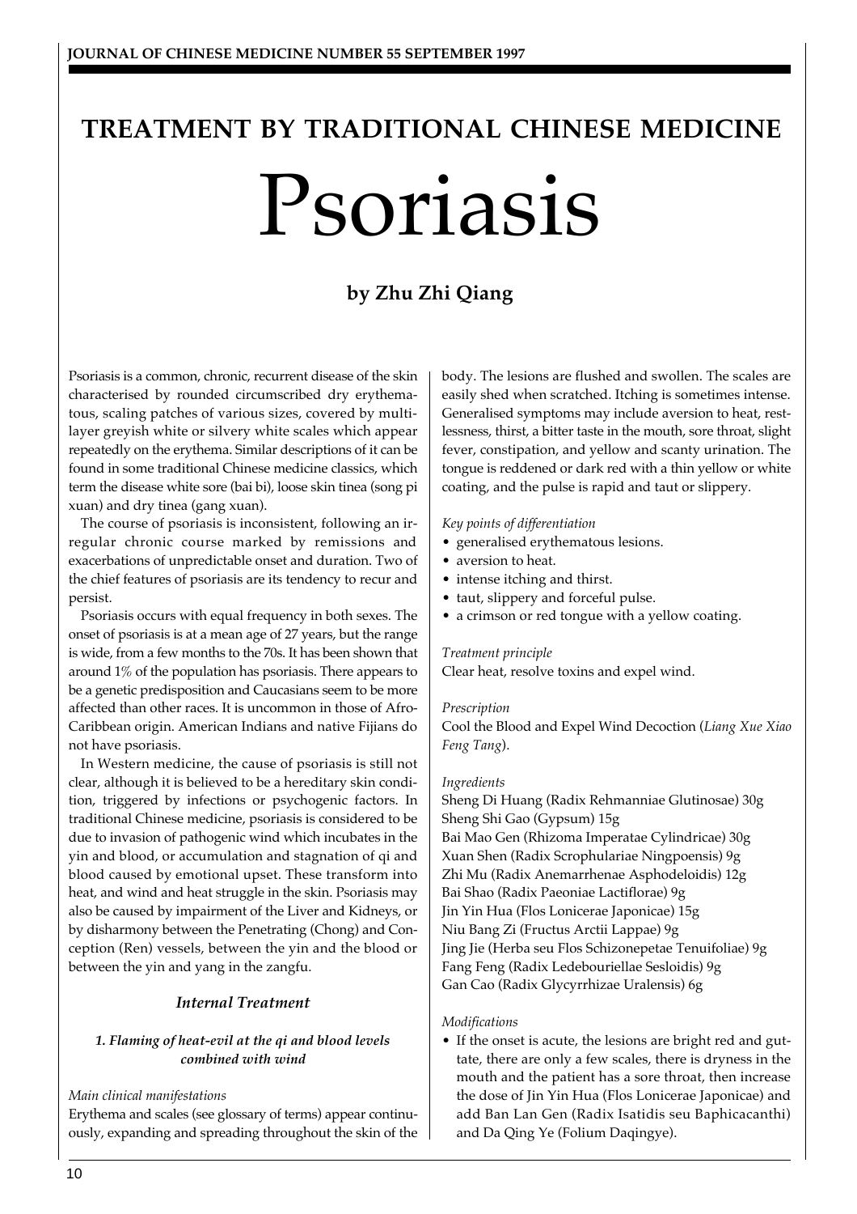## TREATMENT BY TRADITIONAL CHINESE MEDICINE

# Psoriasis

### by Zhu Zhi Qiang

Psoriasis is a common, chronic, recurrent disease of the skin characterised by rounded circumscribed dry erythematous, scaling patches of various sizes, covered by multilayer greyish white or silvery white scales which appear repeatedly on the erythema. Similar descriptions of it can be found in some traditional Chinese medicine classics, which term the disease white sore (bai bi), loose skin tinea (song pi xuan) and dry tinea (gang xuan).

The course of psoriasis is inconsistent, following an irregular chronic course marked by remissions and exacerbations of unpredictable onset and duration. Two of the chief features of psoriasis are its tendency to recur and persist.

Psoriasis occurs with equal frequency in both sexes. The onset of psoriasis is at a mean age of 27 years, but the range is wide, from a few months to the 70s. It has been shown that around 1% of the population has psoriasis. There appears to be a genetic predisposition and Caucasians seem to be more affected than other races. It is uncommon in those of Afro-Caribbean origin. American Indians and native Fijians do not have psoriasis.

In Western medicine, the cause of psoriasis is still not clear, although it is believed to be a hereditary skin condition, triggered by infections or psychogenic factors. In traditional Chinese medicine, psoriasis is considered to be due to invasion of pathogenic wind which incubates in the yin and blood, or accumulation and stagnation of qi and blood caused by emotional upset. These transform into heat, and wind and heat struggle in the skin. Psoriasis may also be caused by impairment of the Liver and Kidneys, or by disharmony between the Penetrating (Chong) and Conception (Ren) vessels, between the yin and the blood or between the yin and yang in the zangfu.

#### *Internal Treatment*

##### *1. Flaming of heat-evil at the qi and blood levels combined with wind*

*Main clinical manifestations*

Erythema and scales (see glossary of terms) appear continuously, expanding and spreading throughout the skin of the body. The lesions are flushed and swollen. The scales are easily shed when scratched. Itching is sometimes intense. Generalised symptoms may include aversion to heat, restlessness, thirst, a bitter taste in the mouth, sore throat, slight fever, constipation, and yellow and scanty urination. The tongue is reddened or dark red with a thin yellow or white coating, and the pulse is rapid and taut or slippery.

*Key points of differentiation*

- generalised erythematous lesions.
- aversion to heat.
- intense itching and thirst.
- taut, slippery and forceful pulse.
- a crimson or red tongue with a yellow coating.

*Treatment principle*

Clear heat, resolve toxins and expel wind.

*Prescription*

Cool the Blood and Expel Wind Decoction (*Liang Xue Xiao Feng Tang*).

*Ingredients*

Sheng Di Huang (Radix Rehmanniae Glutinosae) 30g
Sheng Shi Gao (Gypsum) 15g
Bai Mao Gen (Rhizoma Imperatae Cylindricae) 30g
Xuan Shen (Radix Scrophulariae Ningpoensis) 9g
Zhi Mu (Radix Anemarrhenae Asphodeloidis) 12g
Bai Shao (Radix Paeoniae Lactiflorae) 9g
Jin Yin Hua (Flos Lonicerae Japonicae) 15g
Niu Bang Zi (Fructus Arctii Lappae) 9g
Jing Jie (Herba seu Flos Schizonepetae Tenuifoliae) 9g
Fang Feng (Radix Ledebouriellae Sesloidis) 9g
Gan Cao (Radix Glycyrrhizae Uralensis) 6g

*Modifications*

- If the onset is acute, the lesions are bright red and guttate, there are only a few scales, there is dryness in the mouth and the patient has a sore throat, then increase the dose of Jin Yin Hua (Flos Lonicerae Japonicae) and add Ban Lan Gen (Radix Isatidis seu Baphicacanthi) and Da Qing Ye (Folium Daqingye).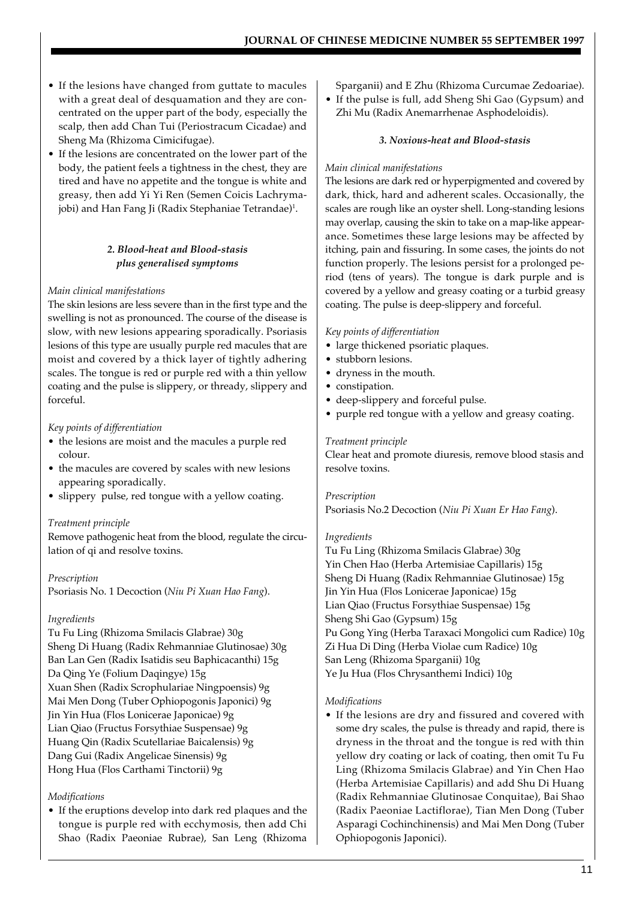- If the lesions have changed from guttate to macules with a great deal of desquamation and they are concentrated on the upper part of the body, especially the scalp, then add Chan Tui (Periostracum Cicadae) and Sheng Ma (Rhizoma Cimicifugae).
- If the lesions are concentrated on the lower part of the body, the patient feels a tightness in the chest, they are tired and have no appetite and the tongue is white and greasy, then add Yi Yi Ren (Semen Coicis Lachryma-jobi) and Han Fang Ji (Radix Stephaniae Tetrandae)[1].

### *2. Blood-heat and Blood-stasis plus generalised symptoms*

*Main clinical manifestations*

The skin lesions are less severe than in the first type and the swelling is not as pronounced. The course of the disease is slow, with new lesions appearing sporadically. Psoriasis lesions of this type are usually purple red macules that are moist and covered by a thick layer of tightly adhering scales. The tongue is red or purple red with a thin yellow coating and the pulse is slippery, or thready, slippery and forceful.

*Key points of differentiation*

- the lesions are moist and the macules a purple red colour.
- the macules are covered by scales with new lesions appearing sporadically.
- slippery pulse, red tongue with a yellow coating.

*Treatment principle*

Remove pathogenic heat from the blood, regulate the circulation of qi and resolve toxins.

*Prescription*

Psoriasis No. 1 Decoction (*Niu Pi Xuan Hao Fang*).

*Ingredients*

Tu Fu Ling (Rhizoma Smilacis Glabrae) 30g
Sheng Di Huang (Radix Rehmanniae Glutinosae) 30g
Ban Lan Gen (Radix Isatidis seu Baphicacanthi) 15g
Da Qing Ye (Folium Daqingye) 15g
Xuan Shen (Radix Scrophulariae Ningpoensis) 9g
Mai Men Dong (Tuber Ophiopogonis Japonici) 9g
Jin Yin Hua (Flos Lonicerae Japonicae) 9g
Lian Qiao (Fructus Forsythiae Suspensae) 9g
Huang Qin (Radix Scutellariae Baicalensis) 9g
Dang Gui (Radix Angelicae Sinensis) 9g
Hong Hua (Flos Carthami Tinctorii) 9g

*Modifications*

- If the eruptions develop into dark red plaques and the tongue is purple red with ecchymosis, then add Chi Shao (Radix Paeoniae Rubrae), San Leng (Rhizoma Sparganii) and E Zhu (Rhizoma Curcumae Zedoariae).
- If the pulse is full, add Sheng Shi Gao (Gypsum) and Zhi Mu (Radix Anemarrhenae Asphodeloidis).

### *3. Noxious-heat and Blood-stasis*

*Main clinical manifestations*

The lesions are dark red or hyperpigmented and covered by dark, thick, hard and adherent scales. Occasionally, the scales are rough like an oyster shell. Long-standing lesions may overlap, causing the skin to take on a map-like appearance. Sometimes these large lesions may be affected by itching, pain and fissuring. In some cases, the joints do not function properly. The lesions persist for a prolonged period (tens of years). The tongue is dark purple and is covered by a yellow and greasy coating or a turbid greasy coating. The pulse is deep-slippery and forceful.

*Key points of differentiation*

- large thickened psoriatic plaques.
- stubborn lesions.
- dryness in the mouth.
- constipation.
- deep-slippery and forceful pulse.
- purple red tongue with a yellow and greasy coating.

*Treatment principle*

Clear heat and promote diuresis, remove blood stasis and resolve toxins.

*Prescription*

Psoriasis No.2 Decoction (*Niu Pi Xuan Er Hao Fang*).

*Ingredients*

Tu Fu Ling (Rhizoma Smilacis Glabrae) 30g
Yin Chen Hao (Herba Artemisiae Capillaris) 15g
Sheng Di Huang (Radix Rehmanniae Glutinosae) 15g
Jin Yin Hua (Flos Lonicerae Japonicae) 15g
Lian Qiao (Fructus Forsythiae Suspensae) 15g
Sheng Shi Gao (Gypsum) 15g
Pu Gong Ying (Herba Taraxaci Mongolici cum Radice) 10g
Zi Hua Di Ding (Herba Violae cum Radice) 10g
San Leng (Rhizoma Sparganii) 10g
Ye Ju Hua (Flos Chrysanthemi Indici) 10g

*Modifications*

- If the lesions are dry and fissured and covered with some dry scales, the pulse is thready and rapid, there is dryness in the throat and the tongue is red with thin yellow dry coating or lack of coating, then omit Tu Fu Ling (Rhizoma Smilacis Glabrae) and Yin Chen Hao (Herba Artemisiae Capillaris) and add Shu Di Huang (Radix Rehmanniae Glutinosae Conquitae), Bai Shao (Radix Paeoniae Lactiflorae), Tian Men Dong (Tuber Asparagi Cochinchinensis) and Mai Men Dong (Tuber Ophiopogonis Japonici).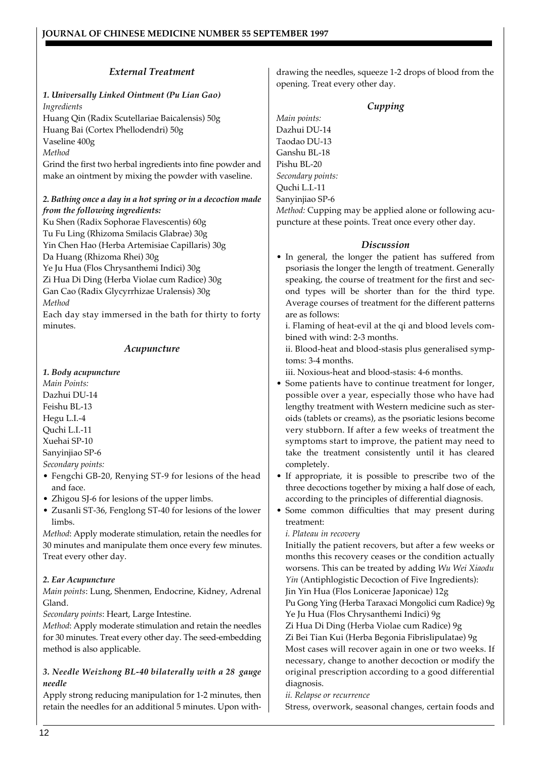### External Treatment

***1. Universally Linked Ointment (Pu Lian Gao)***

*Ingredients*

Huang Qin (Radix Scutellariae Baicalensis) 50g
Huang Bai (Cortex Phellodendri) 50g
Vaseline 400g

*Method*

Grind the first two herbal ingredients into fine powder and make an ointment by mixing the powder with vaseline.

***2. Bathing once a day in a hot spring or in a decoction made from the following ingredients:***

Ku Shen (Radix Sophorae Flavescentis) 60g
Tu Fu Ling (Rhizoma Smilacis Glabrae) 30g
Yin Chen Hao (Herba Artemisiae Capillaris) 30g
Da Huang (Rhizoma Rhei) 30g
Ye Ju Hua (Flos Chrysanthemi Indici) 30g
Zi Hua Di Ding (Herba Violae cum Radice) 30g
Gan Cao (Radix Glycyrrhizae Uralensis) 30g

*Method*

Each day stay immersed in the bath for thirty to forty minutes.

### Acupuncture

***1. Body acupuncture***

*Main Points:*

Dazhui DU-14
Feishu BL-13
Hegu L.I.-4
Quchi L.I.-11
Xuehai SP-10
Sanyinjiao SP-6

*Secondary points:*

- Fengchi GB-20, Renying ST-9 for lesions of the head and face.
- Zhigou SJ-6 for lesions of the upper limbs.
- Zusanli ST-36, Fenglong ST-40 for lesions of the lower limbs.

*Method*: Apply moderate stimulation, retain the needles for 30 minutes and manipulate them once every few minutes. Treat every other day.

***2. Ear Acupuncture***

*Main points*: Lung, Shenmen, Endocrine, Kidney, Adrenal Gland.

*Secondary points*: Heart, Large Intestine.

*Method*: Apply moderate stimulation and retain the needles for 30 minutes. Treat every other day. The seed-embedding method is also applicable.

***3. Needle Weizhong BL-40 bilaterally with a 28 gauge needle***

Apply strong reducing manipulation for 1-2 minutes, then retain the needles for an additional 5 minutes. Upon withdrawing the needles, squeeze 1-2 drops of blood from the opening. Treat every other day.

### Cupping

*Main points:*

Dazhui DU-14
Taodao DU-13
Ganshu BL-18
Pishu BL-20

*Secondary points:*

Quchi L.I.-11
Sanyinjiao SP-6

*Method:* Cupping may be applied alone or following acupuncture at these points. Treat once every other day.

### Discussion

- In general, the longer the patient has suffered from psoriasis the longer the length of treatment. Generally speaking, the course of treatment for the first and second types will be shorter than for the third type. Average courses of treatment for the different patterns are as follows:

  i. Flaming of heat-evil at the qi and blood levels combined with wind: 2-3 months.

  ii. Blood-heat and blood-stasis plus generalised symptoms: 3-4 months.

  iii. Noxious-heat and blood-stasis: 4-6 months.
- Some patients have to continue treatment for longer, possible over a year, especially those who have had lengthy treatment with Western medicine such as steroids (tablets or creams), as the psoriatic lesions become very stubborn. If after a few weeks of treatment the symptoms start to improve, the patient may need to take the treatment consistently until it has cleared completely.
- If appropriate, it is possible to prescribe two of the three decoctions together by mixing a half dose of each, according to the principles of differential diagnosis.
- Some common difficulties that may present during treatment:

  *i. Plateau in recovery*

  Initially the patient recovers, but after a few weeks or months this recovery ceases or the condition actually worsens. This can be treated by adding *Wu Wei Xiaodu Yin* (Antiphlogistic Decoction of Five Ingredients):

  Jin Yin Hua (Flos Lonicerae Japonicae) 12g
  Pu Gong Ying (Herba Taraxaci Mongolici cum Radice) 9g
  Ye Ju Hua (Flos Chrysanthemi Indici) 9g
  Zi Hua Di Ding (Herba Violae cum Radice) 9g
  Zi Bei Tian Kui (Herba Begonia Fibrislipulatae) 9g

  Most cases will recover again in one or two weeks. If necessary, change to another decoction or modify the original prescription according to a good differential diagnosis.

  *ii. Relapse or recurrence*

  Stress, overwork, seasonal changes, certain foods and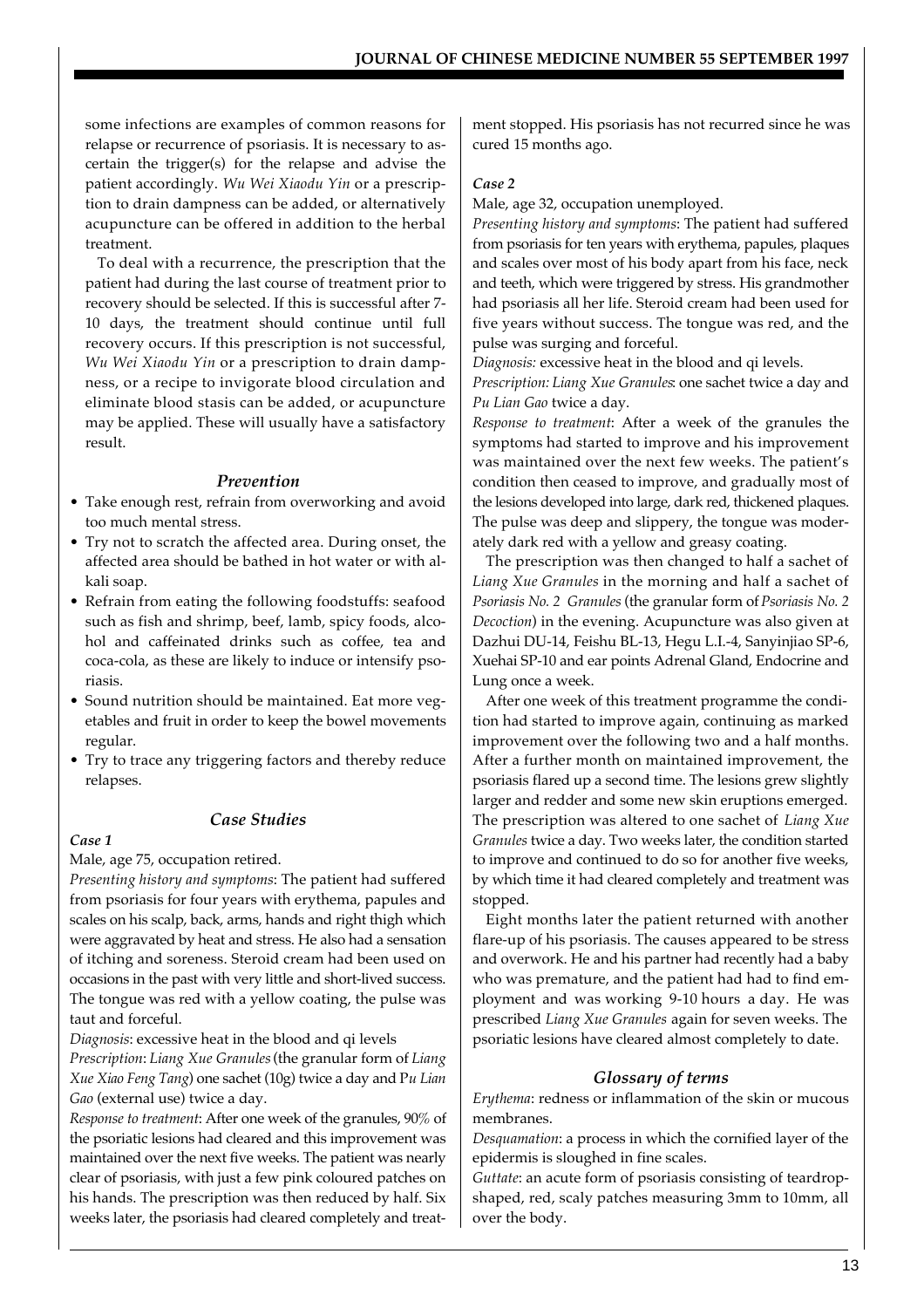some infections are examples of common reasons for relapse or recurrence of psoriasis. It is necessary to ascertain the trigger(s) for the relapse and advise the patient accordingly. *Wu Wei Xiaodu Yin* or a prescription to drain dampness can be added, or alternatively acupuncture can be offered in addition to the herbal treatment.

To deal with a recurrence, the prescription that the patient had during the last course of treatment prior to recovery should be selected. If this is successful after 7-10 days, the treatment should continue until full recovery occurs. If this prescription is not successful, *Wu Wei Xiaodu Yin* or a prescription to drain dampness, or a recipe to invigorate blood circulation and eliminate blood stasis can be added, or acupuncture may be applied. These will usually have a satisfactory result.

### *Prevention*

- Take enough rest, refrain from overworking and avoid too much mental stress.
- Try not to scratch the affected area. During onset, the affected area should be bathed in hot water or with alkali soap.
- Refrain from eating the following foodstuffs: seafood such as fish and shrimp, beef, lamb, spicy foods, alcohol and caffeinated drinks such as coffee, tea and coca-cola, as these are likely to induce or intensify psoriasis.
- Sound nutrition should be maintained. Eat more vegetables and fruit in order to keep the bowel movements regular.
- Try to trace any triggering factors and thereby reduce relapses.

### *Case Studies*

#### *Case 1*

Male, age 75, occupation retired.

*Presenting history and symptoms*: The patient had suffered from psoriasis for four years with erythema, papules and scales on his scalp, back, arms, hands and right thigh which were aggravated by heat and stress. He also had a sensation of itching and soreness. Steroid cream had been used on occasions in the past with very little and short-lived success. The tongue was red with a yellow coating, the pulse was taut and forceful.

*Diagnosis*: excessive heat in the blood and qi levels

*Prescription*: *Liang Xue Granules* (the granular form of *Liang Xue Xiao Feng Tang*) one sachet (10g) twice a day and *Pu Lian Gao* (external use) twice a day.

*Response to treatment*: After one week of the granules, 90% of the psoriatic lesions had cleared and this improvement was maintained over the next five weeks. The patient was nearly clear of psoriasis, with just a few pink coloured patches on his hands. The prescription was then reduced by half. Six weeks later, the psoriasis had cleared completely and treatment stopped. His psoriasis has not recurred since he was cured 15 months ago.

#### *Case 2*

Male, age 32, occupation unemployed.

*Presenting history and symptoms*: The patient had suffered from psoriasis for ten years with erythema, papules, plaques and scales over most of his body apart from his face, neck and teeth, which were triggered by stress. His grandmother had psoriasis all her life. Steroid cream had been used for five years without success. The tongue was red, and the pulse was surging and forceful.

*Diagnosis:* excessive heat in the blood and qi levels.

*Prescription: Liang Xue Granules*: one sachet twice a day and *Pu Lian Gao* twice a day.

*Response to treatment*: After a week of the granules the symptoms had started to improve and his improvement was maintained over the next few weeks. The patient's condition then ceased to improve, and gradually most of the lesions developed into large, dark red, thickened plaques. The pulse was deep and slippery, the tongue was moderately dark red with a yellow and greasy coating.

The prescription was then changed to half a sachet of *Liang Xue Granules* in the morning and half a sachet of *Psoriasis No. 2 Granules* (the granular form of *Psoriasis No. 2 Decoction*) in the evening. Acupuncture was also given at Dazhui DU-14, Feishu BL-13, Hegu L.I.-4, Sanyinjiao SP-6, Xuehai SP-10 and ear points Adrenal Gland, Endocrine and Lung once a week.

After one week of this treatment programme the condition had started to improve again, continuing as marked improvement over the following two and a half months. After a further month on maintained improvement, the psoriasis flared up a second time. The lesions grew slightly larger and redder and some new skin eruptions emerged. The prescription was altered to one sachet of *Liang Xue Granules* twice a day. Two weeks later, the condition started to improve and continued to do so for another five weeks, by which time it had cleared completely and treatment was stopped.

Eight months later the patient returned with another flare-up of his psoriasis. The causes appeared to be stress and overwork. He and his partner had recently had a baby who was premature, and the patient had had to find employment and was working 9-10 hours a day. He was prescribed *Liang Xue Granules* again for seven weeks. The psoriatic lesions have cleared almost completely to date.

### *Glossary of terms*

*Erythema*: redness or inflammation of the skin or mucous membranes.

*Desquamation*: a process in which the cornified layer of the epidermis is sloughed in fine scales.

*Guttate*: an acute form of psoriasis consisting of teardrop-shaped, red, scaly patches measuring 3mm to 10mm, all over the body.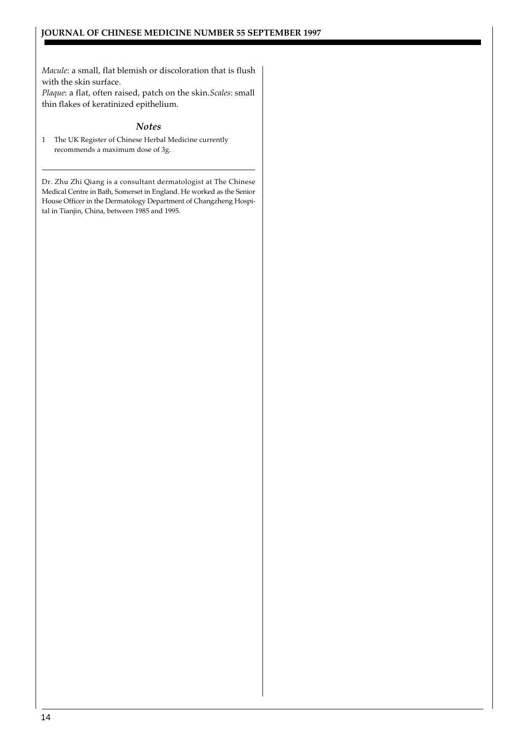*Macule*: a small, flat blemish or discoloration that is flush with the skin surface.

*Plaque*: a flat, often raised, patch on the skin. *Scales*: small thin flakes of keratinized epithelium.

### *Notes*

1 The UK Register of Chinese Herbal Medicine currently recommends a maximum dose of 3g.

---

Dr. Zhu Zhi Qiang is a consultant dermatologist at The Chinese Medical Centre in Bath, Somerset in England. He worked as the Senior House Officer in the Dermatology Department of Changzheng Hospital in Tianjin, China, between 1985 and 1995.